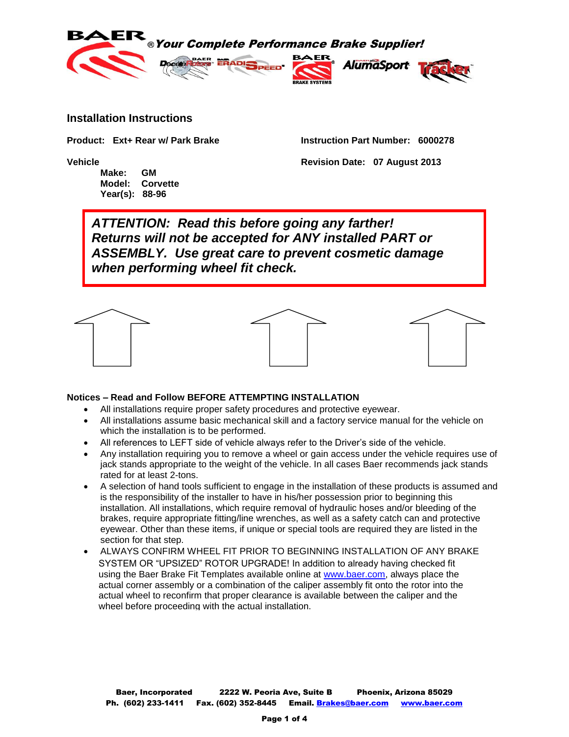BAER ® *Your Complete Performance Brake Supplier!*

## Installation Instructions

**Product: Ext+ Rear w/ Park Brake**

**Instruction Part Number: 6000278**

**Vehicle**

**Make: GM**
**Model: Corvette**
**Year(s): 88-96**

**Revision Date: 07 August 2013**

> ***ATTENTION: Read this before going any farther! Returns will not be accepted for ANY installed PART or ASSEMBLY. Use great care to prevent cosmetic damage when performing wheel fit check.***

### Notices – Read and Follow BEFORE ATTEMPTING INSTALLATION

- All installations require proper safety procedures and protective eyewear.
- All installations assume basic mechanical skill and a factory service manual for the vehicle on which the installation is to be performed.
- All references to LEFT side of vehicle always refer to the Driver's side of the vehicle.
- Any installation requiring you to remove a wheel or gain access under the vehicle requires use of jack stands appropriate to the weight of the vehicle. In all cases Baer recommends jack stands rated for at least 2-tons.
- A selection of hand tools sufficient to engage in the installation of these products is assumed and is the responsibility of the installer to have in his/her possession prior to beginning this installation. All installations, which require removal of hydraulic hoses and/or bleeding of the brakes, require appropriate fitting/line wrenches, as well as a safety catch can and protective eyewear. Other than these items, if unique or special tools are required they are listed in the section for that step.
- ALWAYS CONFIRM WHEEL FIT PRIOR TO BEGINNING INSTALLATION OF ANY BRAKE SYSTEM OR "UPSIZED" ROTOR UPGRADE! In addition to already having checked fit using the Baer Brake Fit Templates available online at www.baer.com, always place the actual corner assembly or a combination of the caliper assembly fit onto the rotor into the actual wheel to reconfirm that proper clearance is available between the caliper and the wheel before proceeding with the actual installation.

**Baer, Incorporated** **2222 W. Peoria Ave, Suite B** **Phoenix, Arizona 85029**
**Ph. (602) 233-1411** **Fax. (602) 352-8445** **Email. Brakes@baer.com** **www.baer.com**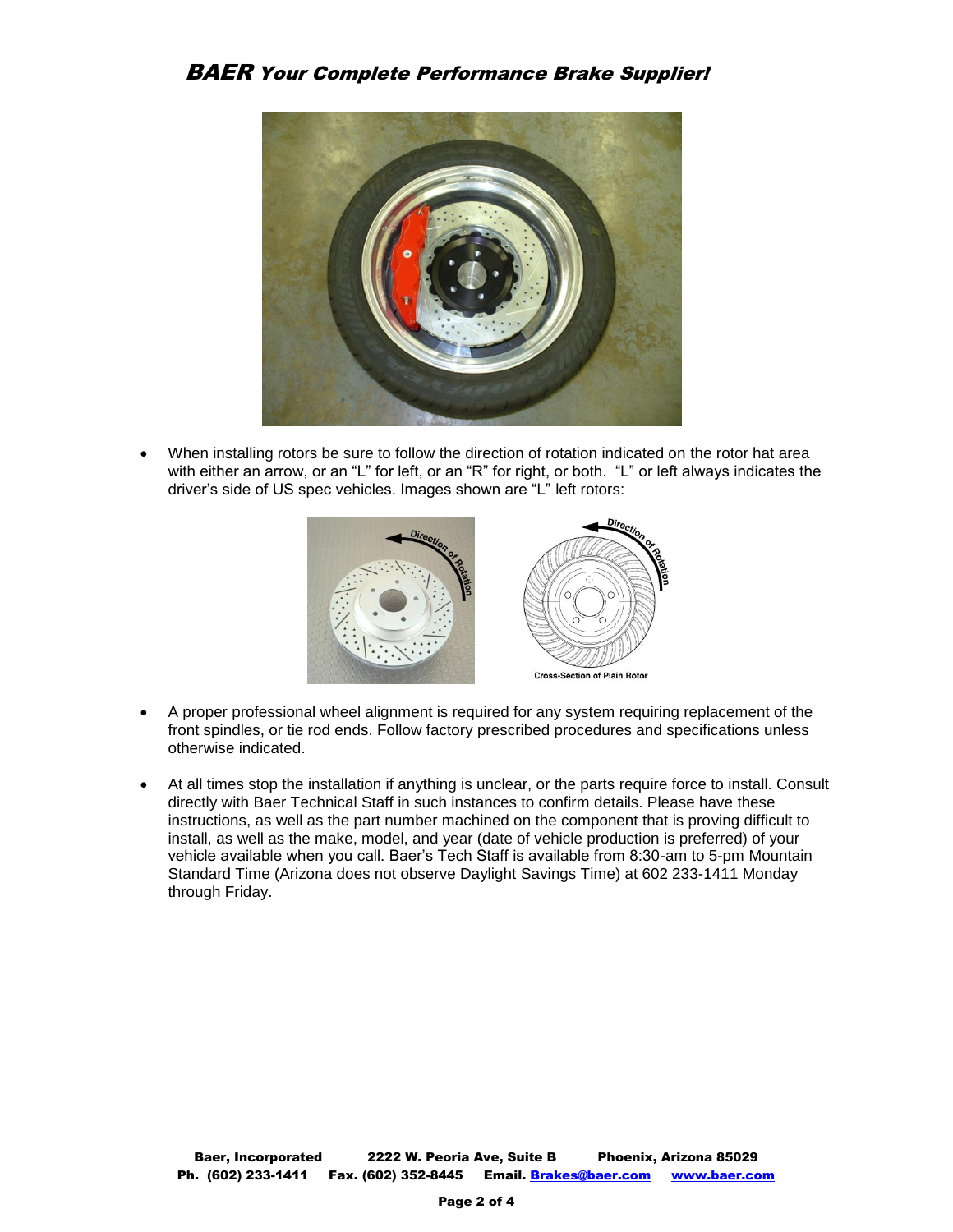- When installing rotors be sure to follow the direction of rotation indicated on the rotor hat area with either an arrow, or an "L" for left, or an "R" for right, or both. "L" or left always indicates the driver's side of US spec vehicles. Images shown are "L" left rotors:

Cross-Section of Plain Rotor

- A proper professional wheel alignment is required for any system requiring replacement of the front spindles, or tie rod ends. Follow factory prescribed procedures and specifications unless otherwise indicated.

- At all times stop the installation if anything is unclear, or the parts require force to install. Consult directly with Baer Technical Staff in such instances to confirm details. Please have these instructions, as well as the part number machined on the component that is proving difficult to install, as well as the make, model, and year (date of vehicle production is preferred) of your vehicle available when you call. Baer's Tech Staff is available from 8:30-am to 5-pm Mountain Standard Time (Arizona does not observe Daylight Savings Time) at 602 233-1411 Monday through Friday.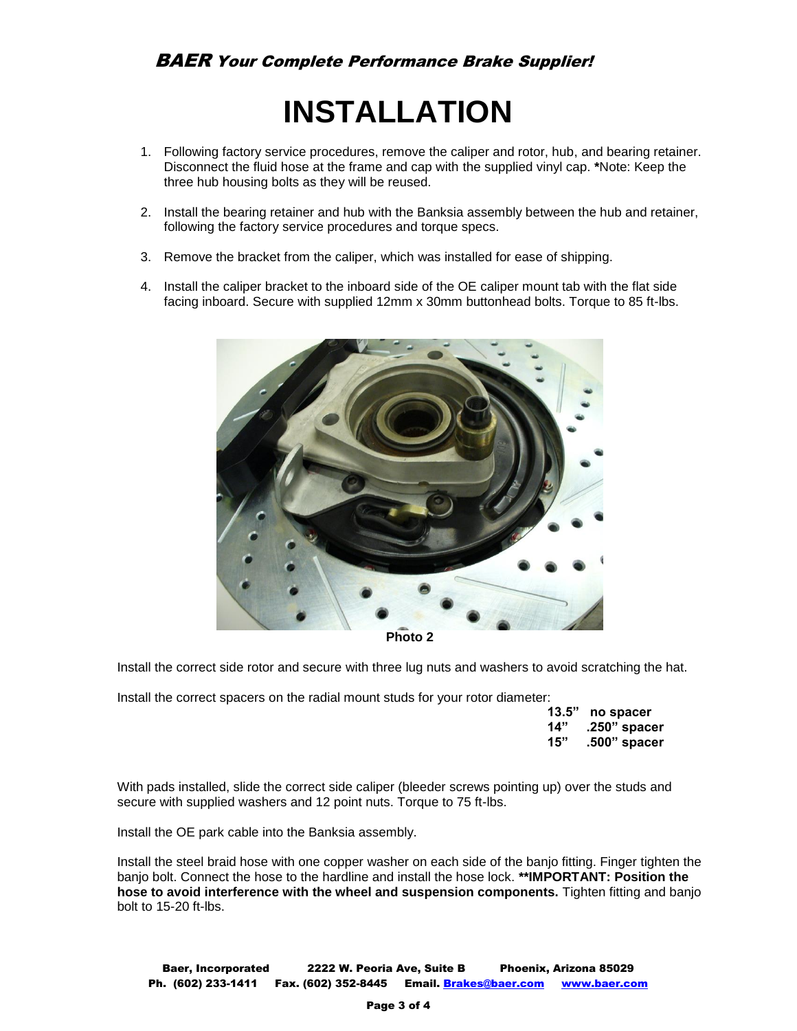# INSTALLATION

1. Following factory service procedures, remove the caliper and rotor, hub, and bearing retainer. Disconnect the fluid hose at the frame and cap with the supplied vinyl cap. ***Note: Keep the three hub housing bolts as they will be reused.
2. Install the bearing retainer and hub with the Banksia assembly between the hub and retainer, following the factory service procedures and torque specs.
3. Remove the bracket from the caliper, which was installed for ease of shipping.
4. Install the caliper bracket to the inboard side of the OE caliper mount tab with the flat side facing inboard. Secure with supplied 12mm x 30mm buttonhead bolts. Torque to 85 ft-lbs.

**Photo 2**

Install the correct side rotor and secure with three lug nuts and washers to avoid scratching the hat.

Install the correct spacers on the radial mount studs for your rotor diameter:

| | |
|---|---|
| **13.5”** | **no spacer** |
| **14”** | **.250” spacer** |
| **15”** | **.500” spacer** |

With pads installed, slide the correct side caliper (bleeder screws pointing up) over the studs and secure with supplied washers and 12 point nuts. Torque to 75 ft-lbs.

Install the OE park cable into the Banksia assembly.

Install the steel braid hose with one copper washer on each side of the banjo fitting. Finger tighten the banjo bolt. Connect the hose to the hardline and install the hose lock. ****IMPORTANT: Position the hose to avoid interference with the wheel and suspension components.** Tighten fitting and banjo bolt to 15-20 ft-lbs.

**Baer, Incorporated 2222 W. Peoria Ave, Suite B Phoenix, Arizona 85029**
**Ph. (602) 233-1411 Fax. (602) 352-8445 Email. Brakes@baer.com www.baer.com**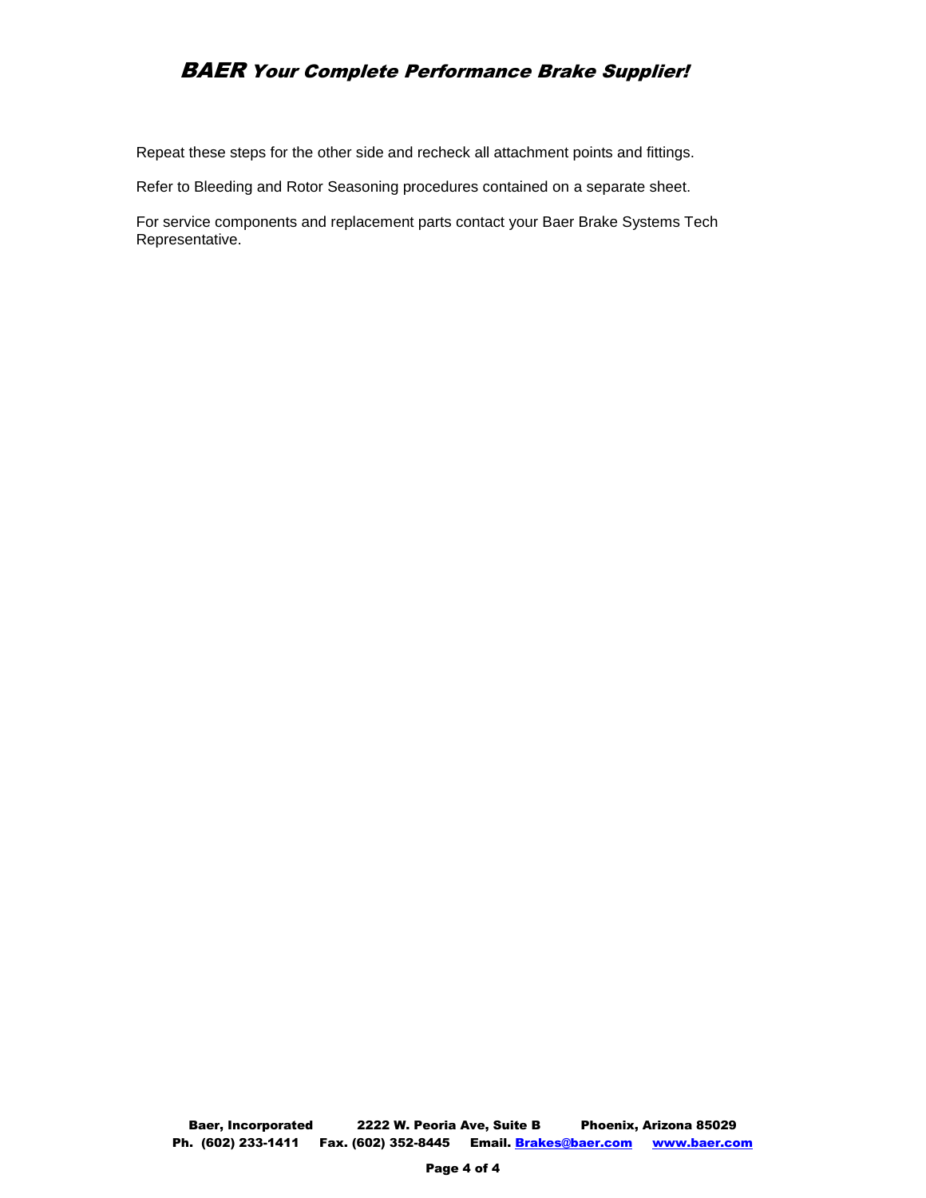Repeat these steps for the other side and recheck all attachment points and fittings.

Refer to Bleeding and Rotor Seasoning procedures contained on a separate sheet.

For service components and replacement parts contact your Baer Brake Systems Tech Representative.